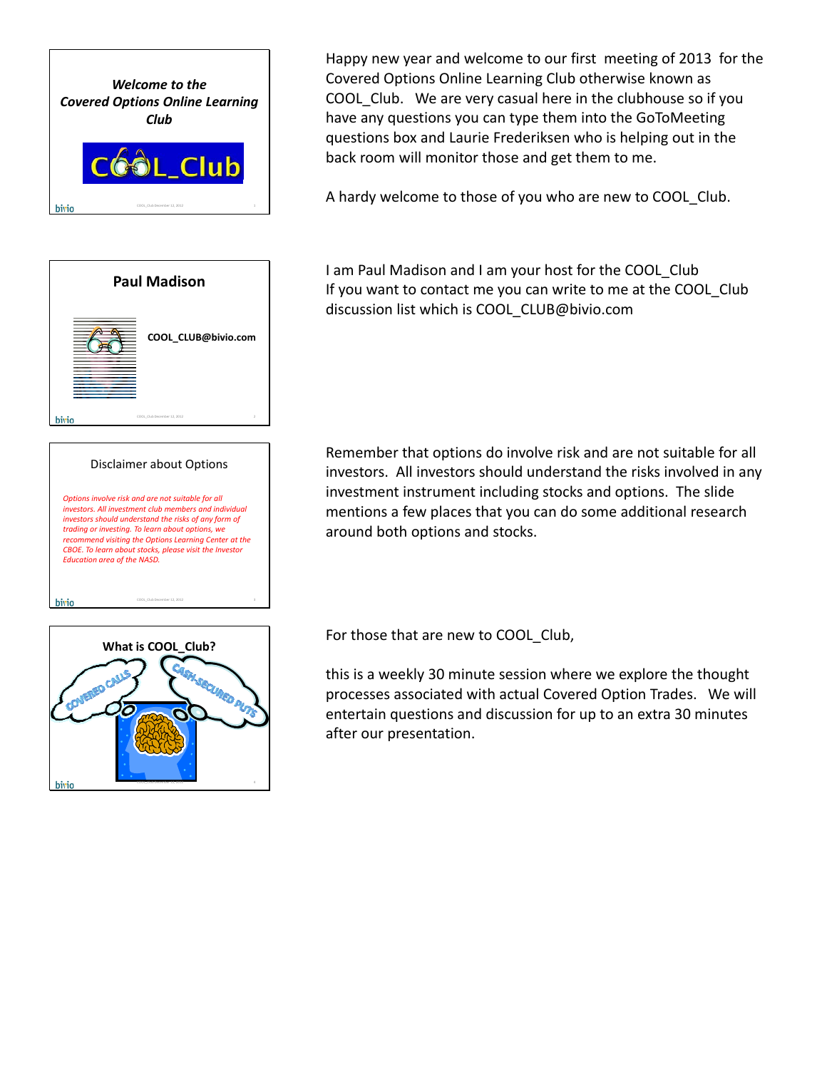**_Welcome to the Covered Options Online Learning Club_**

COOL_Club

Happy new year and welcome to our first meeting of 2013 for the Covered Options Online Learning Club otherwise known as COOL_Club. We are very casual here in the clubhouse so if you have any questions you can type them into the GoToMeeting questions box and Laurie Frederiksen who is helping out in the back room will monitor those and get them to me.

A hardy welcome to those of you who are new to COOL_Club.

**Paul Madison**

**COOL_CLUB@bivio.com**

I am Paul Madison and I am your host for the COOL_Club
If you want to contact me you can write to me at the COOL_Club discussion list which is COOL_CLUB@bivio.com

Disclaimer about Options

*Options involve risk and are not suitable for all investors. All investment club members and individual investors should understand the risks of any form of trading or investing. To learn about options, we recommend visiting the Options Learning Center at the CBOE. To learn about stocks, please visit the Investor Education area of the NASD.*

Remember that options do involve risk and are not suitable for all investors. All investors should understand the risks involved in any investment instrument including stocks and options. The slide mentions a few places that you can do some additional research around both options and stocks.

**What is COOL_Club?**

COVERED CALLS

CASH-SECURED PUTS

For those that are new to COOL_Club,

this is a weekly 30 minute session where we explore the thought processes associated with actual Covered Option Trades. We will entertain questions and discussion for up to an extra 30 minutes after our presentation.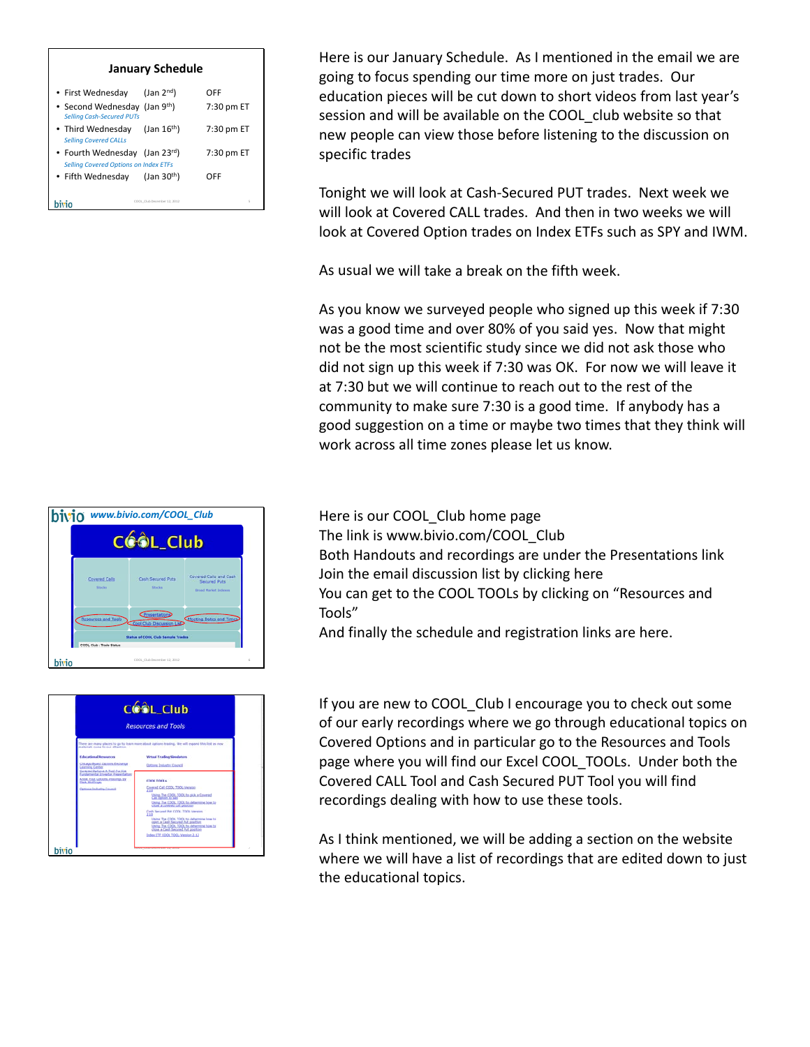## January Schedule

- First Wednesday (Jan 2nd) OFF
- Second Wednesday (Jan 9th) 7:30 pm ET
  *Selling Cash-Secured PUTs*
- Third Wednesday (Jan 16th) 7:30 pm ET
  *Selling Covered CALLs*
- Fourth Wednesday (Jan 23rd) 7:30 pm ET
  *Selling Covered Options on Index ETFs*
- Fifth Wednesday (Jan 30th) OFF

Here is our January Schedule. As I mentioned in the email we are going to focus spending our time more on just trades. Our education pieces will be cut down to short videos from last year's session and will be available on the COOL_club website so that new people can view those before listening to the discussion on specific trades

Tonight we will look at Cash-Secured PUT trades. Next week we will look at Covered CALL trades. And then in two weeks we will look at Covered Option trades on Index ETFs such as SPY and IWM.

As usual we will take a break on the fifth week.

As you know we surveyed people who signed up this week if 7:30 was a good time and over 80% of you said yes. Now that might not be the most scientific study since we did not ask those who did not sign up this week if 7:30 was OK. For now we will leave it at 7:30 but we will continue to reach out to the rest of the community to make sure 7:30 is a good time. If anybody has a good suggestion on a time or maybe two times that they think will work across all time zones please let us know.

**www.bivio.com/COOL_Club**

COOL_Club

Covered Calls | Cash Secured Puts | Covered Calls and Cash Secured Puts

Resources and Tools | Presentations | Cool Club Discussion List | Meeting Dates and Times

Here is our COOL_Club home page
The link is www.bivio.com/COOL_Club
Both Handouts and recordings are under the Presentations link
Join the email discussion list by clicking here
You can get to the COOL TOOLs by clicking on "Resources and Tools"
And finally the schedule and registration links are here.

COOL_Club

*Resources and Tools*

If you are new to COOL_Club I encourage you to check out some of our early recordings where we go through educational topics on Covered Options and in particular go to the Resources and Tools page where you will find our Excel COOL_TOOLs. Under both the Covered CALL Tool and Cash Secured PUT Tool you will find recordings dealing with how to use these tools.

As I think mentioned, we will be adding a section on the website where we will have a list of recordings that are edited down to just the educational topics.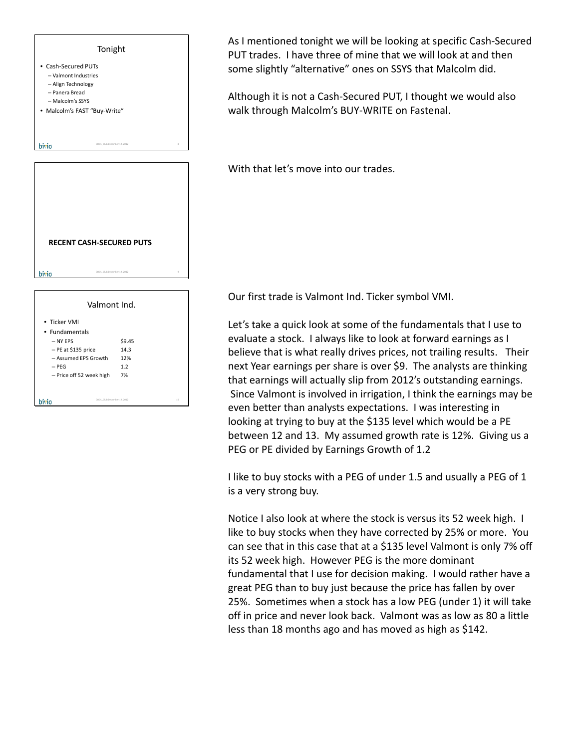## Tonight

- Cash-Secured PUTs
  - Valmont Industries
  - Align Technology
  - Panera Bread
  - Malcolm's SSYS
- Malcolm's FAST "Buy-Write"

As I mentioned tonight we will be looking at specific Cash-Secured PUT trades. I have three of mine that we will look at and then some slightly "alternative" ones on SSYS that Malcolm did.

Although it is not a Cash-Secured PUT, I thought we would also walk through Malcolm's BUY-WRITE on Fastenal.

## RECENT CASH-SECURED PUTS

With that let's move into our trades.

## Valmont Ind.

- Ticker VMI
- Fundamentals

| | |
|---|---|
| – NY EPS | \$9.45 |
| – PE at \$135 price | 14.3 |
| – Assumed EPS Growth | 12% |
| – PEG | 1.2 |
| – Price off 52 week high | 7% |

Our first trade is Valmont Ind. Ticker symbol VMI.

Let's take a quick look at some of the fundamentals that I use to evaluate a stock. I always like to look at forward earnings as I believe that is what really drives prices, not trailing results. Their next Year earnings per share is over \$9. The analysts are thinking that earnings will actually slip from 2012's outstanding earnings. Since Valmont is involved in irrigation, I think the earnings may be even better than analysts expectations. I was interesting in looking at trying to buy at the \$135 level which would be a PE between 12 and 13. My assumed growth rate is 12%. Giving us a PEG or PE divided by Earnings Growth of 1.2

I like to buy stocks with a PEG of under 1.5 and usually a PEG of 1 is a very strong buy.

Notice I also look at where the stock is versus its 52 week high. I like to buy stocks when they have corrected by 25% or more. You can see that in this case that at a \$135 level Valmont is only 7% off its 52 week high. However PEG is the more dominant fundamental that I use for decision making. I would rather have a great PEG than to buy just because the price has fallen by over 25%. Sometimes when a stock has a low PEG (under 1) it will take off in price and never look back. Valmont was as low as 80 a little less than 18 months ago and has moved as high as \$142.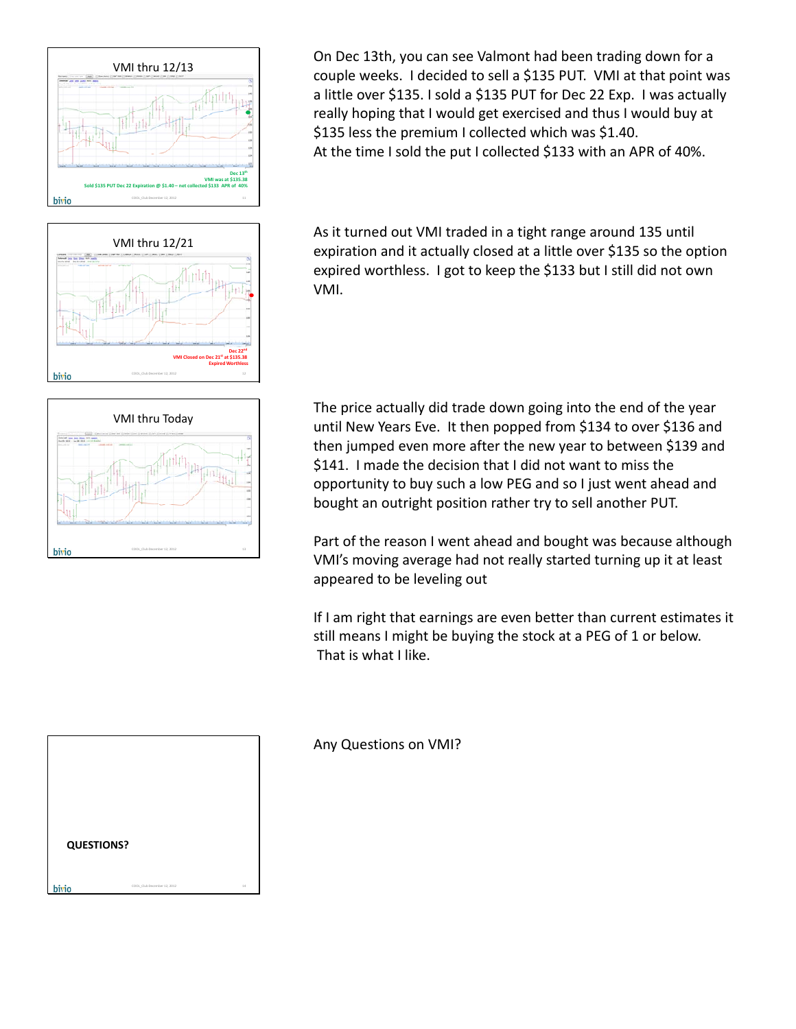**VMI thru 12/13**

Dec 13th
VMI was at $135.38
Sold $135 PUT Dec 22 Expiration @ $1.40 – net collected $133 APR of 40%

On Dec 13th, you can see Valmont had been trading down for a couple weeks. I decided to sell a $135 PUT. VMI at that point was a little over $135. I sold a $135 PUT for Dec 22 Exp. I was actually really hoping that I would get exercised and thus I would buy at $135 less the premium I collected which was $1.40.
At the time I sold the put I collected $133 with an APR of 40%.

**VMI thru 12/21**

Dec 22nd
VMI Closed on Dec 21st at $135.38
Expired Worthless

As it turned out VMI traded in a tight range around 135 until expiration and it actually closed at a little over $135 so the option expired worthless. I got to keep the $133 but I still did not own VMI.

**VMI thru Today**

The price actually did trade down going into the end of the year until New Years Eve. It then popped from $134 to over $136 and then jumped even more after the new year to between $139 and $141. I made the decision that I did not want to miss the opportunity to buy such a low PEG and so I just went ahead and bought an outright position rather try to sell another PUT.

Part of the reason I went ahead and bought was because although VMI's moving average had not really started turning up it at least appeared to be leveling out

If I am right that earnings are even better than current estimates it still means I might be buying the stock at a PEG of 1 or below. That is what I like.

**QUESTIONS?**

Any Questions on VMI?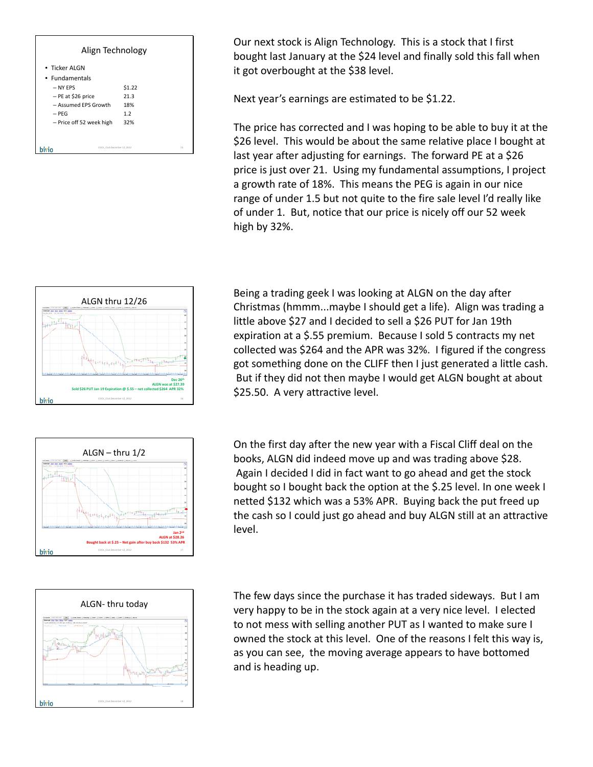## Align Technology

- Ticker ALGN
- Fundamentals
  - NY EPS $1.22
  - PE at $26 price 21.3
  - Assumed EPS Growth 18%
  - PEG 1.2
  - Price off 52 week high 32%

Our next stock is Align Technology. This is a stock that I first bought last January at the $24 level and finally sold this fall when it got overbought at the $38 level.

Next year's earnings are estimated to be $1.22.

The price has corrected and I was hoping to be able to buy it at the $26 level. This would be about the same relative place I bought at last year after adjusting for earnings. The forward PE at a $26 price is just over 21. Using my fundamental assumptions, I project a growth rate of 18%. This means the PEG is again in our nice range of under 1.5 but not quite to the fire sale level I'd really like of under 1. But, notice that our price is nicely off our 52 week high by 32%.

## ALGN thru 12/26

Dec 26th
ALGN was at $27.39
Sold $26 PUT Jan 19 Expiration @ $.55 – net collected $264 APR 32%

Being a trading geek I was looking at ALGN on the day after Christmas (hmmm...maybe I should get a life). Align was trading a little above $27 and I decided to sell a $26 PUT for Jan 19th expiration at a $.55 premium. Because I sold 5 contracts my net collected was $264 and the APR was 32%. I figured if the congress got something done on the CLIFF then I just generated a little cash. But if they did not then maybe I would get ALGN bought at about $25.50. A very attractive level.

## ALGN – thru 1/2

Jan 2nd
ALGN at $28.26
Bought back at $.25 – Net gain after buy back $132 53% APR

On the first day after the new year with a Fiscal Cliff deal on the books, ALGN did indeed move up and was trading above $28. Again I decided I did in fact want to go ahead and get the stock bought so I bought back the option at the $.25 level. In one week I netted $132 which was a 53% APR. Buying back the put freed up the cash so I could just go ahead and buy ALGN still at an attractive level.

## ALGN- thru today

The few days since the purchase it has traded sideways. But I am very happy to be in the stock again at a very nice level. I elected to not mess with selling another PUT as I wanted to make sure I owned the stock at this level. One of the reasons I felt this way is, as you can see, the moving average appears to have bottomed and is heading up.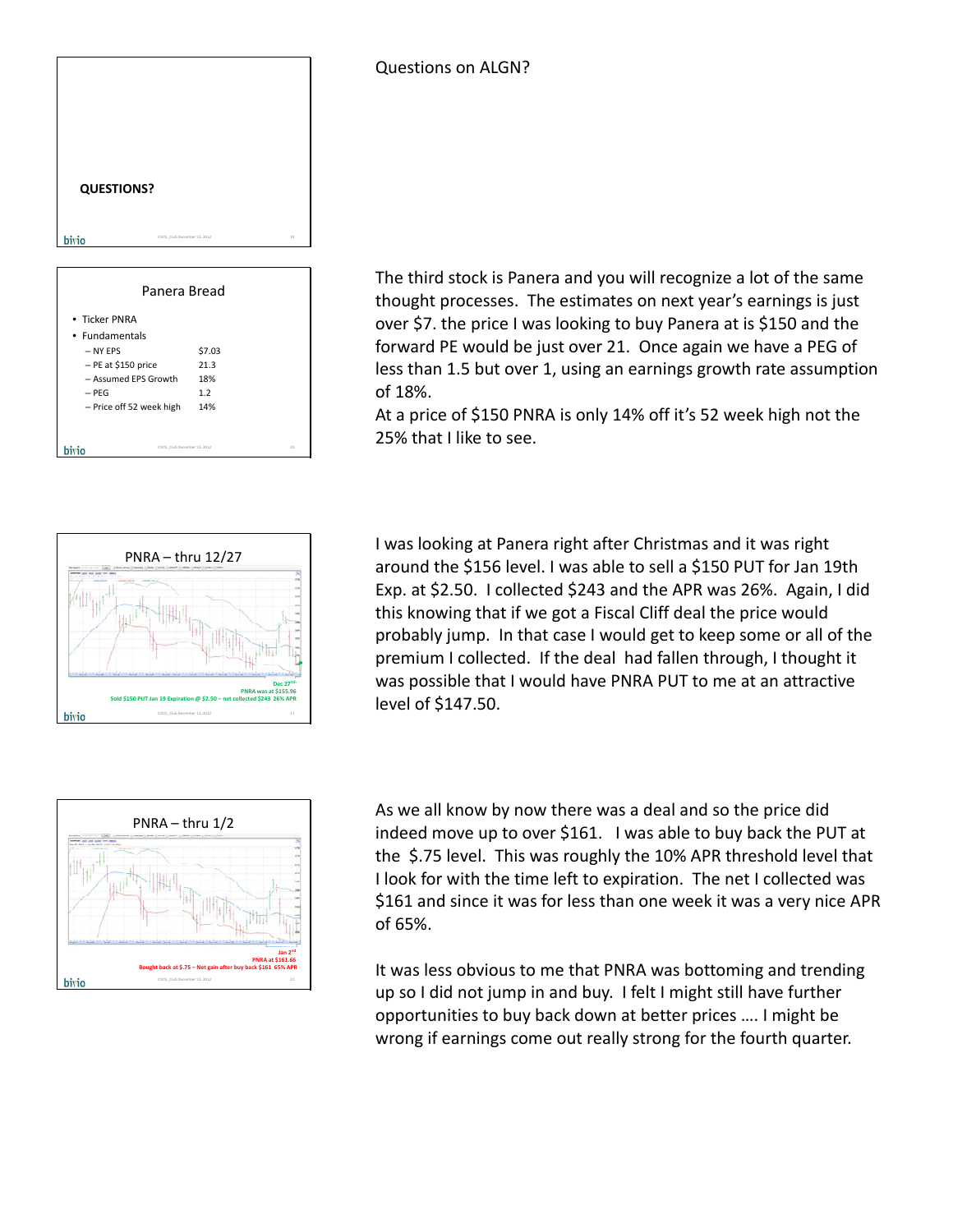**QUESTIONS?**

Questions on ALGN?

Panera Bread

- Ticker PNRA
- Fundamentals
  - NY EPS $7.03
  - PE at $150 price 21.3
  - Assumed EPS Growth 18%
  - PEG 1.2
  - Price off 52 week high 14%

The third stock is Panera and you will recognize a lot of the same thought processes. The estimates on next year's earnings is just over $7. the price I was looking to buy Panera at is $150 and the forward PE would be just over 21. Once again we have a PEG of less than 1.5 but over 1, using an earnings growth rate assumption of 18%.
At a price of $150 PNRA is only 14% off it's 52 week high not the 25% that I like to see.

PNRA – thru 12/27

Dec 27th
PNRA was at $155.96
Sold $150 PUT Jan 19 Expiration @ $2.50 – net collected $243 26% APR

I was looking at Panera right after Christmas and it was right around the $156 level. I was able to sell a $150 PUT for Jan 19th Exp. at $2.50. I collected $243 and the APR was 26%. Again, I did this knowing that if we got a Fiscal Cliff deal the price would probably jump. In that case I would get to keep some or all of the premium I collected. If the deal had fallen through, I thought it was possible that I would have PNRA PUT to me at an attractive level of $147.50.

PNRA – thru 1/2

Jan 2nd
PNRA at $161.66
Bought back at $.75 – Net gain after buy back $161 65% APR

As we all know by now there was a deal and so the price did indeed move up to over $161. I was able to buy back the PUT at the $.75 level. This was roughly the 10% APR threshold level that I look for with the time left to expiration. The net I collected was $161 and since it was for less than one week it was a very nice APR of 65%.

It was less obvious to me that PNRA was bottoming and trending up so I did not jump in and buy. I felt I might still have further opportunities to buy back down at better prices …. I might be wrong if earnings come out really strong for the fourth quarter.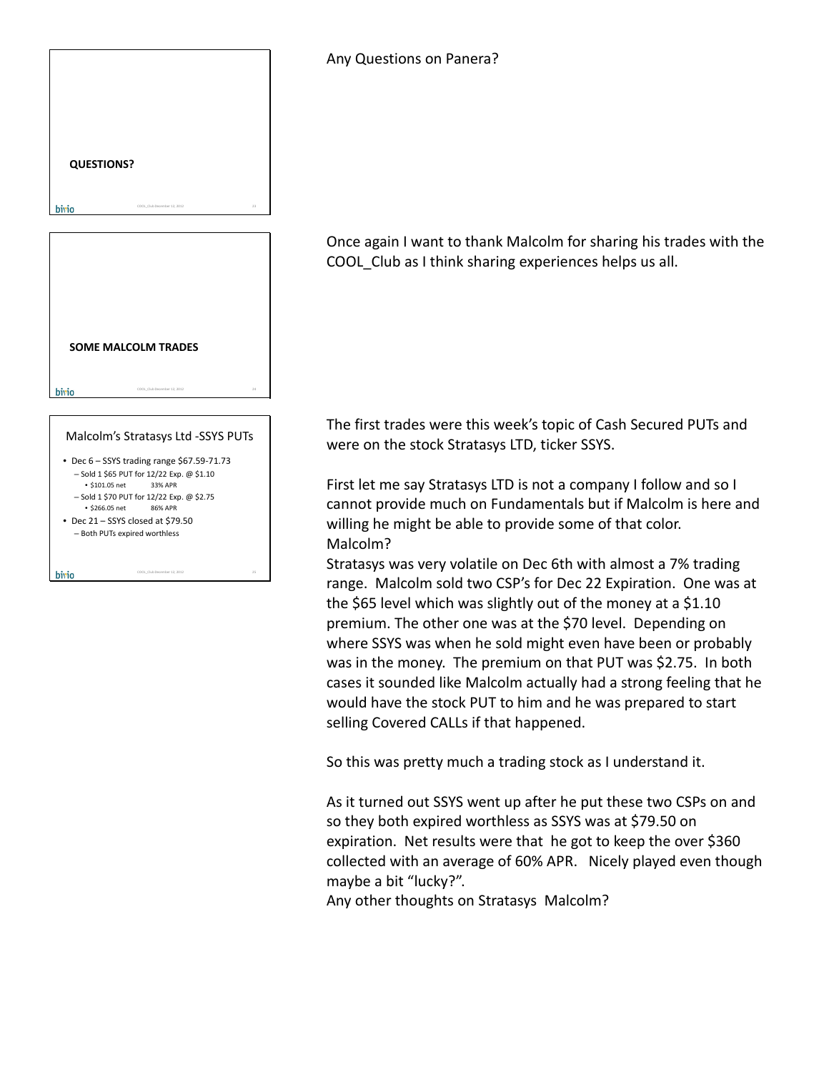**QUESTIONS?**

Any Questions on Panera?

**SOME MALCOLM TRADES**

Once again I want to thank Malcolm for sharing his trades with the COOL_Club as I think sharing experiences helps us all.

Malcolm's Stratasys Ltd -SSYS PUTs

- Dec 6 – SSYS trading range $67.59-71.73
  - Sold 1 $65 PUT for 12/22 Exp. @ $1.10
    - $101.05 net 33% APR
  - Sold 1 $70 PUT for 12/22 Exp. @ $2.75
    - $266.05 net 86% APR
- Dec 21 – SSYS closed at $79.50
  - Both PUTs expired worthless

The first trades were this week's topic of Cash Secured PUTs and were on the stock Stratasys LTD, ticker SSYS.

First let me say Stratasys LTD is not a company I follow and so I cannot provide much on Fundamentals but if Malcolm is here and willing he might be able to provide some of that color.
Malcolm?
Stratasys was very volatile on Dec 6th with almost a 7% trading range. Malcolm sold two CSP's for Dec 22 Expiration. One was at the $65 level which was slightly out of the money at a $1.10 premium. The other one was at the $70 level. Depending on where SSYS was when he sold might even have been or probably was in the money. The premium on that PUT was $2.75. In both cases it sounded like Malcolm actually had a strong feeling that he would have the stock PUT to him and he was prepared to start selling Covered CALLs if that happened.

So this was pretty much a trading stock as I understand it.

As it turned out SSYS went up after he put these two CSPs on and so they both expired worthless as SSYS was at $79.50 on expiration. Net results were that he got to keep the over $360 collected with an average of 60% APR. Nicely played even though maybe a bit "lucky?".
Any other thoughts on Stratasys Malcolm?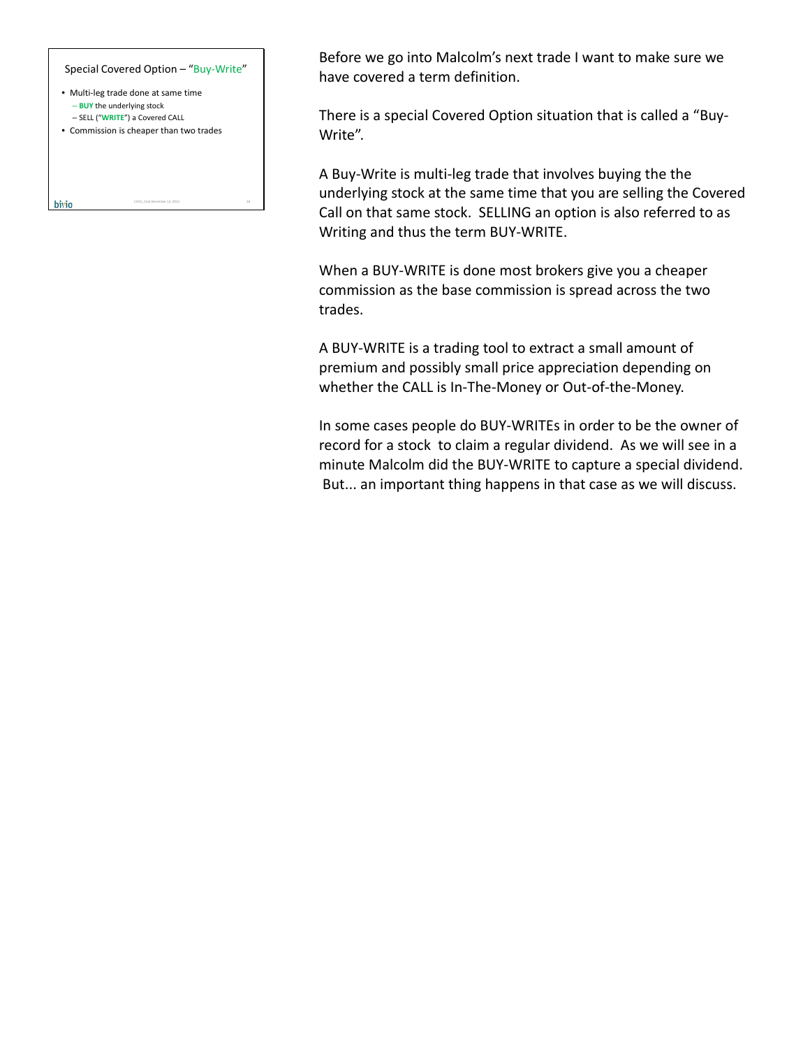## Special Covered Option – "Buy-Write"

- Multi-leg trade done at same time
  - **BUY** the underlying stock
  - SELL ("**WRITE**") a Covered CALL
- Commission is cheaper than two trades

Before we go into Malcolm's next trade I want to make sure we have covered a term definition.

There is a special Covered Option situation that is called a "Buy-Write".

A Buy-Write is multi-leg trade that involves buying the the underlying stock at the same time that you are selling the Covered Call on that same stock. SELLING an option is also referred to as Writing and thus the term BUY-WRITE.

When a BUY-WRITE is done most brokers give you a cheaper commission as the base commission is spread across the two trades.

A BUY-WRITE is a trading tool to extract a small amount of premium and possibly small price appreciation depending on whether the CALL is In-The-Money or Out-of-the-Money.

In some cases people do BUY-WRITEs in order to be the owner of record for a stock to claim a regular dividend. As we will see in a minute Malcolm did the BUY-WRITE to capture a special dividend. But... an important thing happens in that case as we will discuss.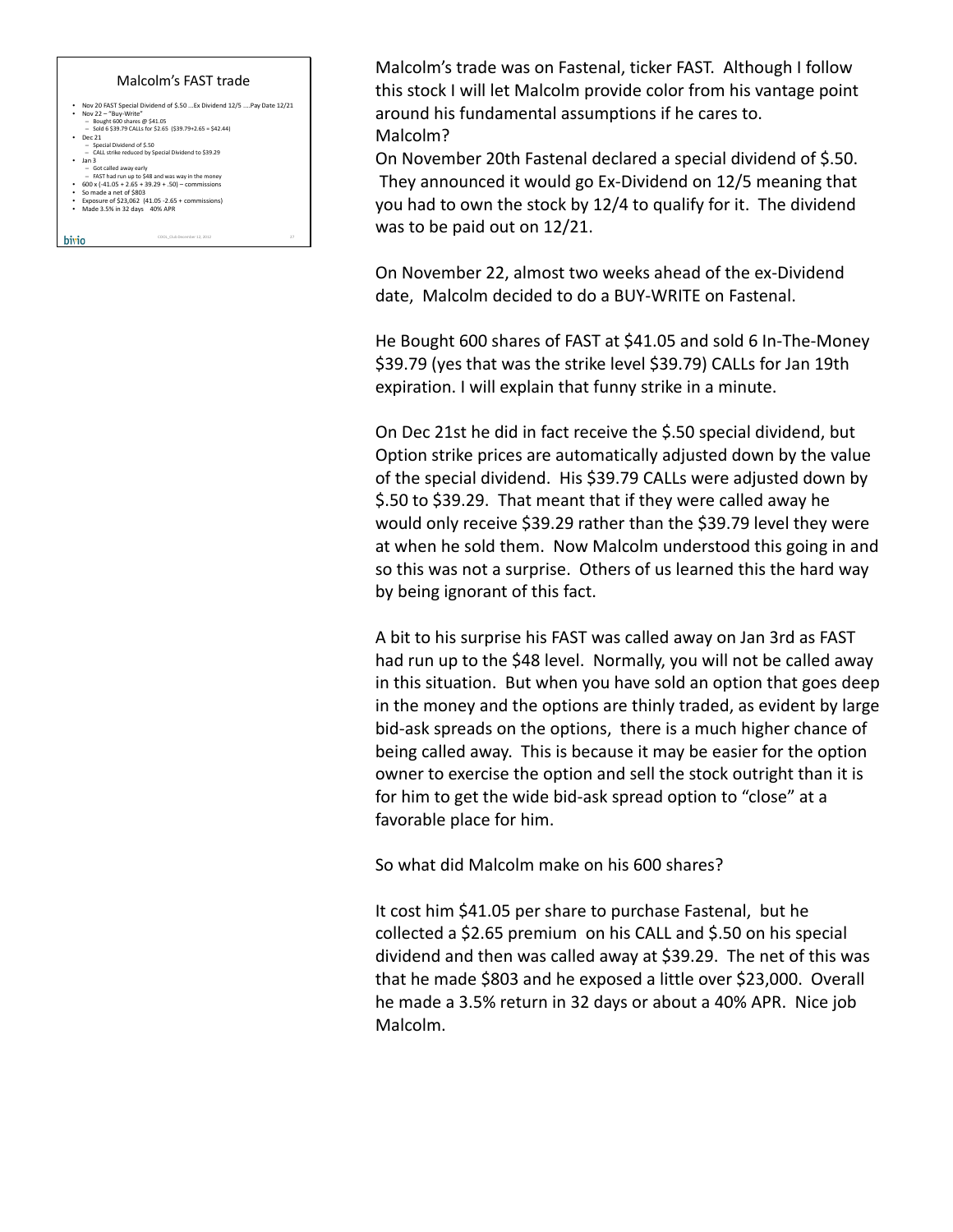## Malcolm's FAST trade

- Nov 20 FAST Special Dividend of $.50 …Ex Dividend 12/5 ….Pay Date 12/21
- Nov 22 – "Buy-Write"
  - Bought 600 shares @ $41.05
  - Sold 6 $39.79 CALLs for $2.65 ($39.79+2.65 = $42.44)
- Dec 21
  - Special Dividend of $.50
  - CALL strike reduced by Special Dividend to $39.29
- Jan 3
  - Got called away early
  - FAST had run up to $48 and was way in the money
- 600 x (-41.05 + 2.65 + 39.29 + .50) – commissions
- So made a net of $803
- Exposure of $23,062 (41.05 -2.65 + commissions)
- Made 3.5% in 32 days 40% APR

Malcolm's trade was on Fastenal, ticker FAST. Although I follow this stock I will let Malcolm provide color from his vantage point around his fundamental assumptions if he cares to.
Malcolm?
On November 20th Fastenal declared a special dividend of $.50. They announced it would go Ex-Dividend on 12/5 meaning that you had to own the stock by 12/4 to qualify for it. The dividend was to be paid out on 12/21.

On November 22, almost two weeks ahead of the ex-Dividend date, Malcolm decided to do a BUY-WRITE on Fastenal.

He Bought 600 shares of FAST at $41.05 and sold 6 In-The-Money $39.79 (yes that was the strike level $39.79) CALLs for Jan 19th expiration. I will explain that funny strike in a minute.

On Dec 21st he did in fact receive the $.50 special dividend, but Option strike prices are automatically adjusted down by the value of the special dividend. His $39.79 CALLs were adjusted down by $.50 to $39.29. That meant that if they were called away he would only receive $39.29 rather than the $39.79 level they were at when he sold them. Now Malcolm understood this going in and so this was not a surprise. Others of us learned this the hard way by being ignorant of this fact.

A bit to his surprise his FAST was called away on Jan 3rd as FAST had run up to the $48 level. Normally, you will not be called away in this situation. But when you have sold an option that goes deep in the money and the options are thinly traded, as evident by large bid-ask spreads on the options, there is a much higher chance of being called away. This is because it may be easier for the option owner to exercise the option and sell the stock outright than it is for him to get the wide bid-ask spread option to "close" at a favorable place for him.

So what did Malcolm make on his 600 shares?

It cost him $41.05 per share to purchase Fastenal, but he collected a $2.65 premium on his CALL and $.50 on his special dividend and then was called away at $39.29. The net of this was that he made $803 and he exposed a little over $23,000. Overall he made a 3.5% return in 32 days or about a 40% APR. Nice job Malcolm.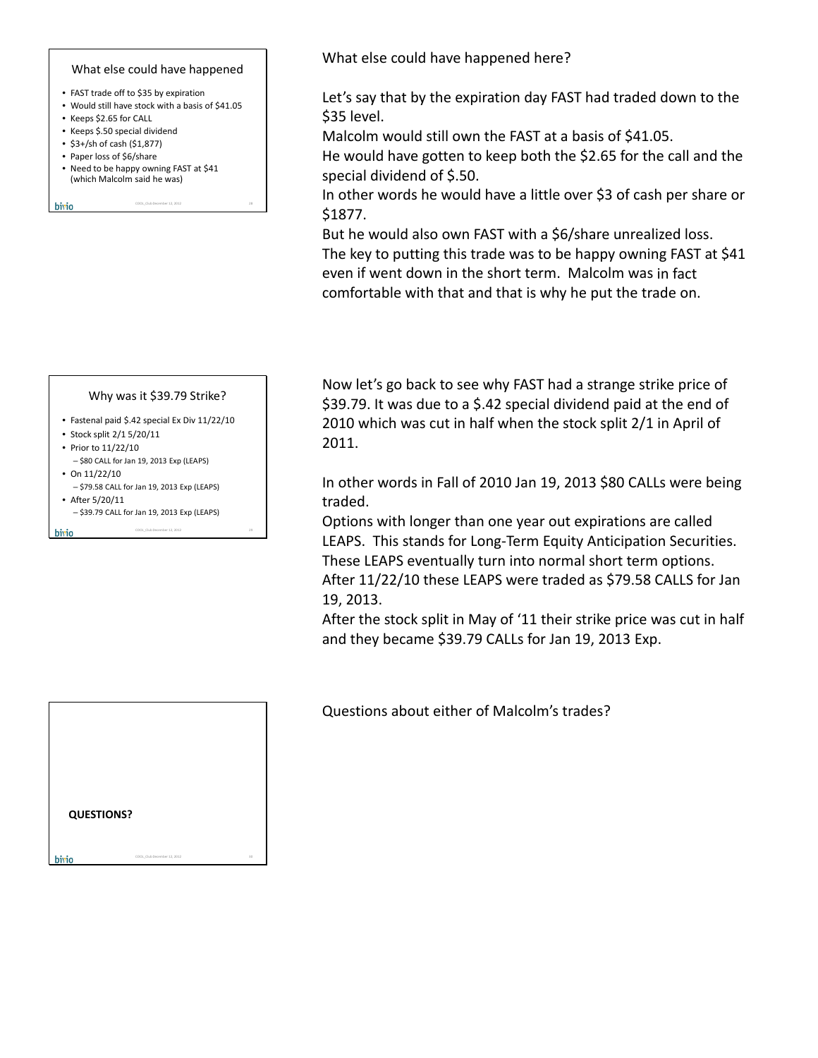### What else could have happened

- FAST trade off to $35 by expiration
- Would still have stock with a basis of $41.05
- Keeps $2.65 for CALL
- Keeps $.50 special dividend
- $3+/sh of cash ($1,877)
- Paper loss of $6/share
- Need to be happy owning FAST at $41 (which Malcolm said he was)

What else could have happened here?

Let's say that by the expiration day FAST had traded down to the $35 level.

Malcolm would still own the FAST at a basis of $41.05.

He would have gotten to keep both the $2.65 for the call and the special dividend of $.50.

In other words he would have a little over $3 of cash per share or $1877.

But he would also own FAST with a $6/share unrealized loss.

The key to putting this trade was to be happy owning FAST at $41 even if went down in the short term. Malcolm was in fact comfortable with that and that is why he put the trade on.

### Why was it $39.79 Strike?

- Fastenal paid $.42 special Ex Div 11/22/10
- Stock split 2/1 5/20/11
- Prior to 11/22/10
  - $80 CALL for Jan 19, 2013 Exp (LEAPS)
- On 11/22/10
  - $79.58 CALL for Jan 19, 2013 Exp (LEAPS)
- After 5/20/11
  - $39.79 CALL for Jan 19, 2013 Exp (LEAPS)

Now let's go back to see why FAST had a strange strike price of $39.79. It was due to a $.42 special dividend paid at the end of 2010 which was cut in half when the stock split 2/1 in April of 2011.

In other words in Fall of 2010 Jan 19, 2013 $80 CALLs were being traded.

Options with longer than one year out expirations are called LEAPS. This stands for Long-Term Equity Anticipation Securities. These LEAPS eventually turn into normal short term options. After 11/22/10 these LEAPS were traded as $79.58 CALLS for Jan 19, 2013.

After the stock split in May of '11 their strike price was cut in half and they became $39.79 CALLs for Jan 19, 2013 Exp.

**QUESTIONS?**

Questions about either of Malcolm's trades?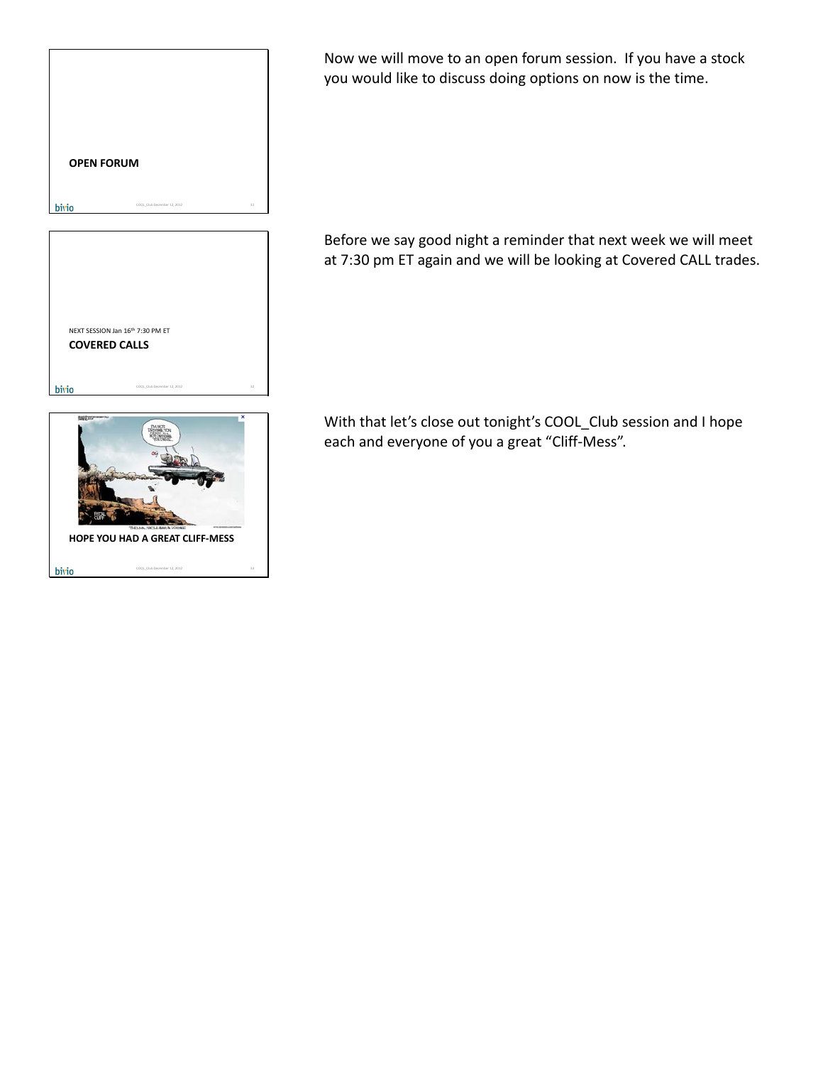**OPEN FORUM**

Now we will move to an open forum session. If you have a stock you would like to discuss doing options on now is the time.

NEXT SESSION Jan 16th 7:30 PM ET

**COVERED CALLS**

Before we say good night a reminder that next week we will meet at 7:30 pm ET again and we will be looking at Covered CALL trades.

**HOPE YOU HAD A GREAT CLIFF-MESS**

With that let's close out tonight's COOL_Club session and I hope each and everyone of you a great "Cliff-Mess".